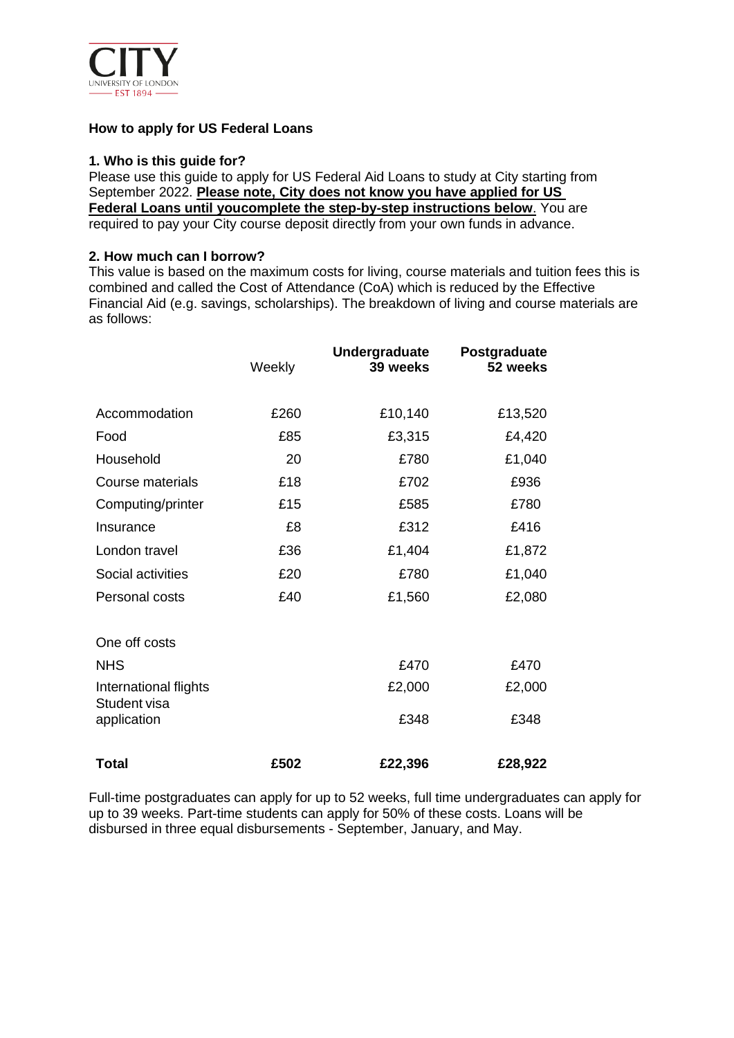CITY UNIVERSITY OF LONDON EST 1894

## How to apply for US Federal Loans

### 1. Who is this guide for?

Please use this guide to apply for US Federal Aid Loans to study at City starting from September 2022. **Please note, City does not know you have applied for US Federal Loans until youcomplete the step-by-step instructions below**. You are required to pay your City course deposit directly from your own funds in advance.

### 2. How much can I borrow?

This value is based on the maximum costs for living, course materials and tuition fees this is combined and called the Cost of Attendance (CoA) which is reduced by the Effective Financial Aid (e.g. savings, scholarships). The breakdown of living and course materials are as follows:

| | Weekly | **Undergraduate 39 weeks** | **Postgraduate 52 weeks** |
|---|---|---|---|
| Accommodation | £260 | £10,140 | £13,520 |
| Food | £85 | £3,315 | £4,420 |
| Household | 20 | £780 | £1,040 |
| Course materials | £18 | £702 | £936 |
| Computing/printer | £15 | £585 | £780 |
| Insurance | £8 | £312 | £416 |
| London travel | £36 | £1,404 | £1,872 |
| Social activities | £20 | £780 | £1,040 |
| Personal costs | £40 | £1,560 | £2,080 |
| One off costs | | | |
| NHS | | £470 | £470 |
| International flights | | £2,000 | £2,000 |
| Student visa application | | £348 | £348 |
| **Total** | **£502** | **£22,396** | **£28,922** |

Full-time postgraduates can apply for up to 52 weeks, full time undergraduates can apply for up to 39 weeks. Part-time students can apply for 50% of these costs. Loans will be disbursed in three equal disbursements - September, January, and May.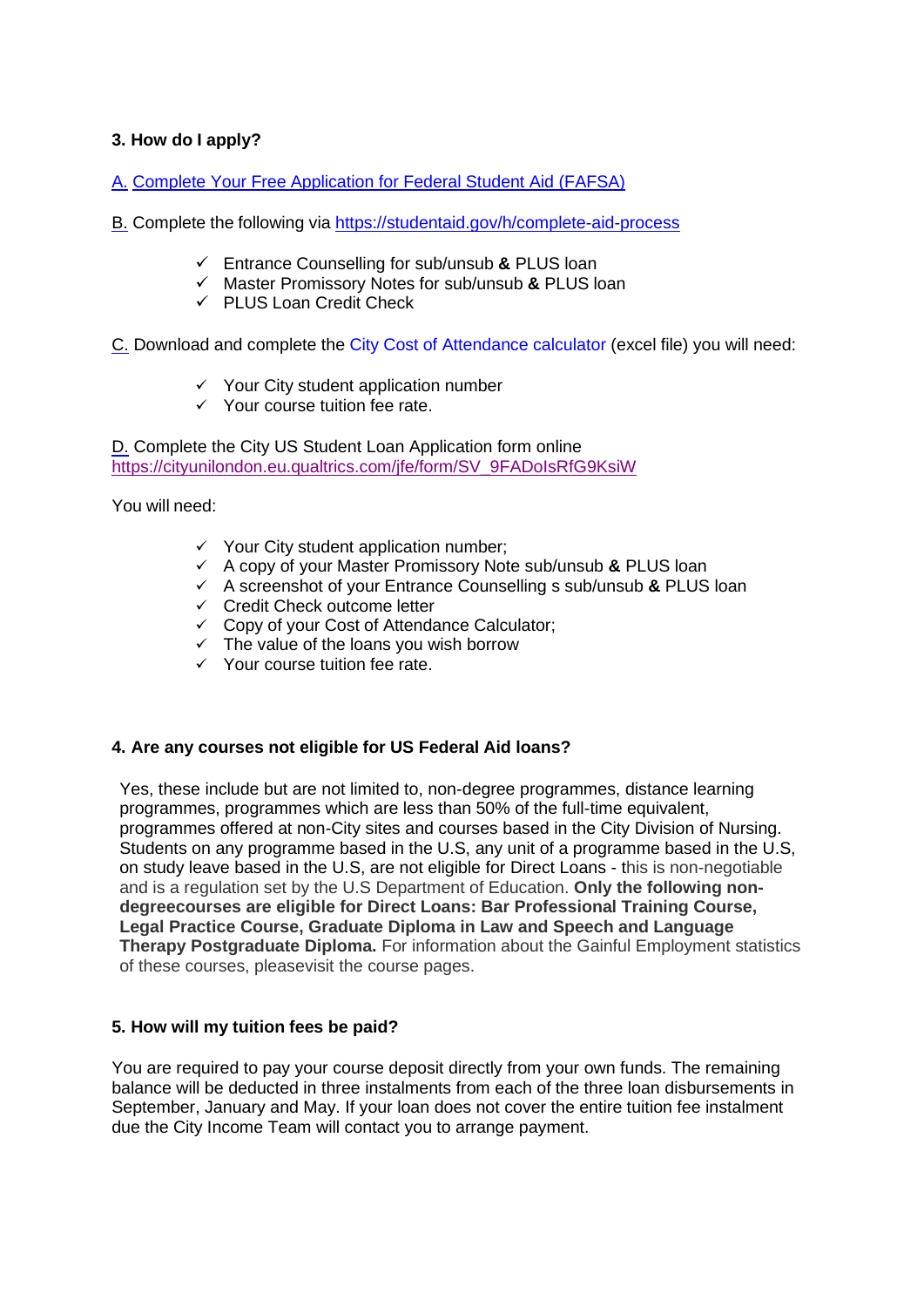### 3. How do I apply?

A. [Complete Your Free Application for Federal Student Aid (FAFSA)]()

B. Complete the following via https://studentaid.gov/h/complete-aid-process

- ✓ Entrance Counselling for sub/unsub **&** PLUS loan
- ✓ Master Promissory Notes for sub/unsub **&** PLUS loan
- ✓ PLUS Loan Credit Check

C. Download and complete the City Cost of Attendance calculator (excel file) you will need:

- ✓ Your City student application number
- ✓ Your course tuition fee rate.

D. Complete the City US Student Loan Application form online
https://cityunilondon.eu.qualtrics.com/jfe/form/SV_9FADoIsRfG9KsiW

You will need:

- ✓ Your City student application number;
- ✓ A copy of your Master Promissory Note sub/unsub **&** PLUS loan
- ✓ A screenshot of your Entrance Counselling s sub/unsub **&** PLUS loan
- ✓ Credit Check outcome letter
- ✓ Copy of your Cost of Attendance Calculator;
- ✓ The value of the loans you wish borrow
- ✓ Your course tuition fee rate.

### 4. Are any courses not eligible for US Federal Aid loans?

Yes, these include but are not limited to, non-degree programmes, distance learning programmes, programmes which are less than 50% of the full-time equivalent, programmes offered at non-City sites and courses based in the City Division of Nursing. Students on any programme based in the U.S, any unit of a programme based in the U.S, on study leave based in the U.S, are not eligible for Direct Loans - this is non-negotiable and is a regulation set by the U.S Department of Education. **Only the following non-degreecourses are eligible for Direct Loans: Bar Professional Training Course, Legal Practice Course, Graduate Diploma in Law and Speech and Language Therapy Postgraduate Diploma.** For information about the Gainful Employment statistics of these courses, pleasevisit the course pages.

### 5. How will my tuition fees be paid?

You are required to pay your course deposit directly from your own funds. The remaining balance will be deducted in three instalments from each of the three loan disbursements in September, January and May. If your loan does not cover the entire tuition fee instalment due the City Income Team will contact you to arrange payment.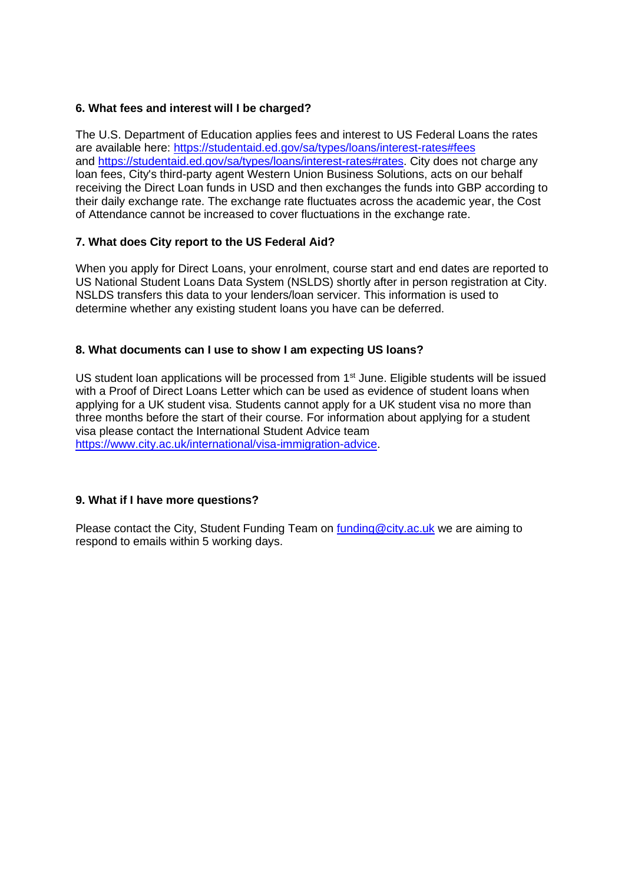**6. What fees and interest will I be charged?**

The U.S. Department of Education applies fees and interest to US Federal Loans the rates are available here: [https://studentaid.ed.gov/sa/types/loans/interest-rates#fees](https://studentaid.ed.gov/sa/types/loans/interest-rates#fees) and [https://studentaid.ed.gov/sa/types/loans/interest-rates#rates](https://studentaid.ed.gov/sa/types/loans/interest-rates#rates). City does not charge any loan fees, City's third-party agent Western Union Business Solutions, acts on our behalf receiving the Direct Loan funds in USD and then exchanges the funds into GBP according to their daily exchange rate. The exchange rate fluctuates across the academic year, the Cost of Attendance cannot be increased to cover fluctuations in the exchange rate.

**7. What does City report to the US Federal Aid?**

When you apply for Direct Loans, your enrolment, course start and end dates are reported to US National Student Loans Data System (NSLDS) shortly after in person registration at City. NSLDS transfers this data to your lenders/loan servicer. This information is used to determine whether any existing student loans you have can be deferred.

**8. What documents can I use to show I am expecting US loans?**

US student loan applications will be processed from 1st June. Eligible students will be issued with a Proof of Direct Loans Letter which can be used as evidence of student loans when applying for a UK student visa. Students cannot apply for a UK student visa no more than three months before the start of their course. For information about applying for a student visa please contact the International Student Advice team [https://www.city.ac.uk/international/visa-immigration-advice](https://www.city.ac.uk/international/visa-immigration-advice).

**9. What if I have more questions?**

Please contact the City, Student Funding Team on [funding@city.ac.uk](mailto:funding@city.ac.uk) we are aiming to respond to emails within 5 working days.